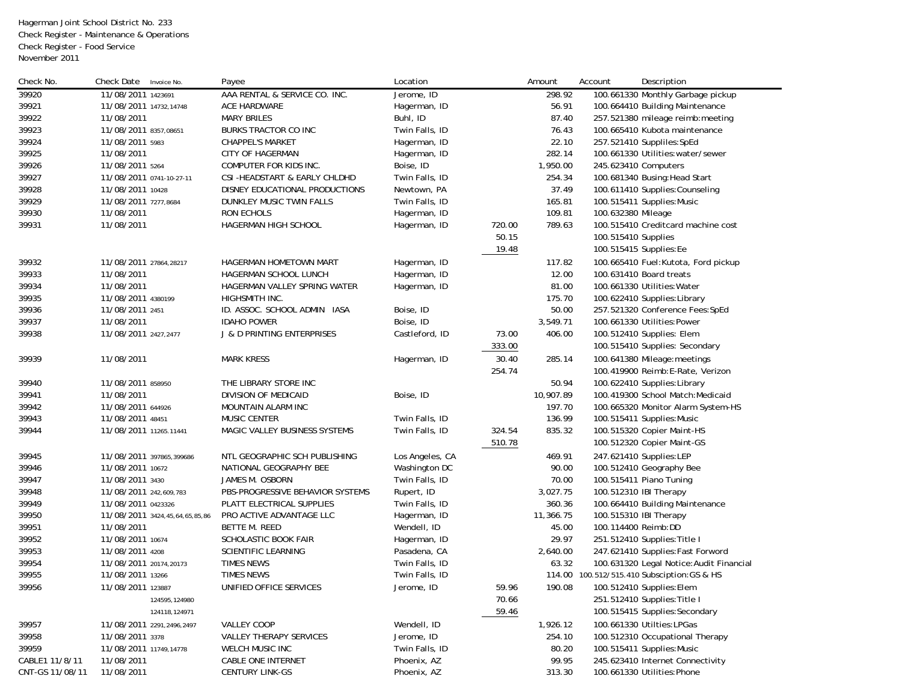Hagerman Joint School District No. 233
Check Register - Maintenance & Operations
Check Register - Food Service
November 2011

| Check No. | Check Date | Invoice No. | Payee | Location | | Amount | Account | Description |
|---|---|---|---|---|---|---|---|---|
| 39920 | 11/08/2011 | 1423691 | AAA RENTAL & SERVICE CO. INC. | Jerome, ID | | 298.92 | 100.661330 | Monthly Garbage pickup |
| 39921 | 11/08/2011 | 14732,14748 | ACE HARDWARE | Hagerman, ID | | 56.91 | 100.664410 | Building Maintenance |
| 39922 | 11/08/2011 | | MARY BRILES | Buhl, ID | | 87.40 | 257.521380 | mileage reimb:meeting |
| 39923 | 11/08/2011 | 8357,08651 | BURKS TRACTOR CO INC | Twin Falls, ID | | 76.43 | 100.665410 | Kubota maintenance |
| 39924 | 11/08/2011 | 5983 | CHAPPEL'S MARKET | Hagerman, ID | | 22.10 | 257.521410 | Supplies:SpEd |
| 39925 | 11/08/2011 | | CITY OF HAGERMAN | Hagerman, ID | | 282.14 | 100.661330 | Utilities:water/sewer |
| 39926 | 11/08/2011 | 5264 | COMPUTER FOR KIDS INC. | Boise, ID | | 1,950.00 | 245.623410 | Computers |
| 39927 | 11/08/2011 | 0741-10-27-11 | CSI -HEADSTART & EARLY CHLDHD | Twin Falls, ID | | 254.34 | 100.681340 | Busing:Head Start |
| 39928 | 11/08/2011 | 10428 | DISNEY EDUCATIONAL PRODUCTIONS | Newtown, PA | | 37.49 | 100.611410 | Supplies:Counseling |
| 39929 | 11/08/2011 | 7277,8684 | DUNKLEY MUSIC TWIN FALLS | Twin Falls, ID | | 165.81 | 100.515411 | Supplies:Music |
| 39930 | 11/08/2011 | | RON ECHOLS | Hagerman, ID | | 109.81 | 100.632380 | Mileage |
| 39931 | 11/08/2011 | | HAGERMAN HIGH SCHOOL | Hagerman, ID | 720.00 | 789.63 | 100.515410 | Creditcard machine cost |
| | | | | | 50.15 | | 100.515410 | Supplies |
| | | | | | 19.48 | | 100.515415 | Supplies:Ee |
| 39932 | 11/08/2011 | 27864,28217 | HAGERMAN HOMETOWN MART | Hagerman, ID | | 117.82 | 100.665410 | Fuel:Kutota, Ford pickup |
| 39933 | 11/08/2011 | | HAGERMAN SCHOOL LUNCH | Hagerman, ID | | 12.00 | 100.631410 | Board treats |
| 39934 | 11/08/2011 | | HAGERMAN VALLEY SPRING WATER | Hagerman, ID | | 81.00 | 100.661330 | Utilities:Water |
| 39935 | 11/08/2011 | 4380199 | HIGHSMITH INC. | | | 175.70 | 100.622410 | Supplies:Library |
| 39936 | 11/08/2011 | 2451 | ID. ASSOC. SCHOOL ADMIN IASA | Boise, ID | | 50.00 | 257.521320 | Conference Fees:SpEd |
| 39937 | 11/08/2011 | | IDAHO POWER | Boise, ID | | 3,549.71 | 100.661330 | Utilities:Power |
| 39938 | 11/08/2011 | 2427,2477 | J & D PRINTING ENTERPRISES | Castleford, ID | 73.00 | 406.00 | 100.512410 | Supplies: Elem |
| | | | | | 333.00 | | 100.515410 | Supplies: Secondary |
| 39939 | 11/08/2011 | | MARK KRESS | Hagerman, ID | 30.40 | 285.14 | 100.641380 | Mileage:meetings |
| | | | | | 254.74 | | 100.419900 | Reimb:E-Rate, Verizon |
| 39940 | 11/08/2011 | 858950 | THE LIBRARY STORE INC | | | 50.94 | 100.622410 | Supplies:Library |
| 39941 | 11/08/2011 | | DIVISION OF MEDICAID | Boise, ID | | 10,907.89 | 100.419300 | School Match:Medicaid |
| 39942 | 11/08/2011 | 644926 | MOUNTAIN ALARM INC | | | 197.70 | 100.665320 | Monitor Alarm System-HS |
| 39943 | 11/08/2011 | 48451 | MUSIC CENTER | Twin Falls, ID | | 136.99 | 100.515411 | Supplies:Music |
| 39944 | 11/08/2011 | 11265.11441 | MAGIC VALLEY BUSINESS SYSTEMS | Twin Falls, ID | 324.54 | 835.32 | 100.515320 | Copier Maint-HS |
| | | | | | 510.78 | | 100.512320 | Copier Maint-GS |
| 39945 | 11/08/2011 | 397865,399686 | NTL GEOGRAPHIC SCH PUBLISHING | Los Angeles, CA | | 469.91 | 247.621410 | Supplies:LEP |
| 39946 | 11/08/2011 | 10672 | NATIONAL GEOGRAPHY BEE | Washington DC | | 90.00 | 100.512410 | Geography Bee |
| 39947 | 11/08/2011 | 3430 | JAMES M. OSBORN | Twin Falls, ID | | 70.00 | 100.515411 | Piano Tuning |
| 39948 | 11/08/2011 | 242,609,783 | PBS-PROGRESSIVE BEHAVIOR SYSTEMS | Rupert, ID | | 3,027.75 | 100.512310 | IBI Therapy |
| 39949 | 11/08/2011 | 0423326 | PLATT ELECTRICAL SUPPLIES | Twin Falls, ID | | 360.36 | 100.664410 | Building Maintenance |
| 39950 | 11/08/2011 | 3424,45,64,65,85,86 | PRO ACTIVE ADVANTAGE LLC | Hagerman, ID | | 11,366.75 | 100.515310 | IBI Therapy |
| 39951 | 11/08/2011 | | BETTE M. REED | Wendell, ID | | 45.00 | 100.114400 | Reimb:DD |
| 39952 | 11/08/2011 | 10674 | SCHOLASTIC BOOK FAIR | Hagerman, ID | | 29.97 | 251.512410 | Supplies:Title I |
| 39953 | 11/08/2011 | 4208 | SCIENTIFIC LEARNING | Pasadena, CA | | 2,640.00 | 247.621410 | Supplies:Fast Forword |
| 39954 | 11/08/2011 | 20174,20173 | TIMES NEWS | Twin Falls, ID | | 63.32 | 100.631320 | Legal Notice:Audit Financial |
| 39955 | 11/08/2011 | 13266 | TIMES NEWS | Twin Falls, ID | | 114.00 | 100.512/515.410 | Subsciption:GS & HS |
| 39956 | 11/08/2011 | 123887 | UNIFIED OFFICE SERVICES | Jerome, ID | 59.96 | 190.08 | 100.512410 | Supplies:Elem |
| | | 124595,124980 | | | 70.66 | | 251.512410 | Supplies:Title I |
| | | 124118,124971 | | | 59.46 | | 100.515415 | Supplies:Secondary |
| 39957 | 11/08/2011 | 2291,2496,2497 | VALLEY COOP | Wendell, ID | | 1,926.12 | 100.661330 | Utilties:LPGas |
| 39958 | 11/08/2011 | 3378 | VALLEY THERAPY SERVICES | Jerome, ID | | 254.10 | 100.512310 | Occupational Therapy |
| 39959 | 11/08/2011 | 11749,14778 | WELCH MUSIC INC | Twin Falls, ID | | 80.20 | 100.515411 | Supplies:Music |
| CABLE1 11/8/11 | 11/08/2011 | | CABLE ONE INTERNET | Phoenix, AZ | | 99.95 | 245.623410 | Internet Connectivity |
| CNT-GS 11/08/11 | 11/08/2011 | | CENTURY LINK-GS | Phoenix, AZ | | 313.30 | 100.661330 | Utilities:Phone |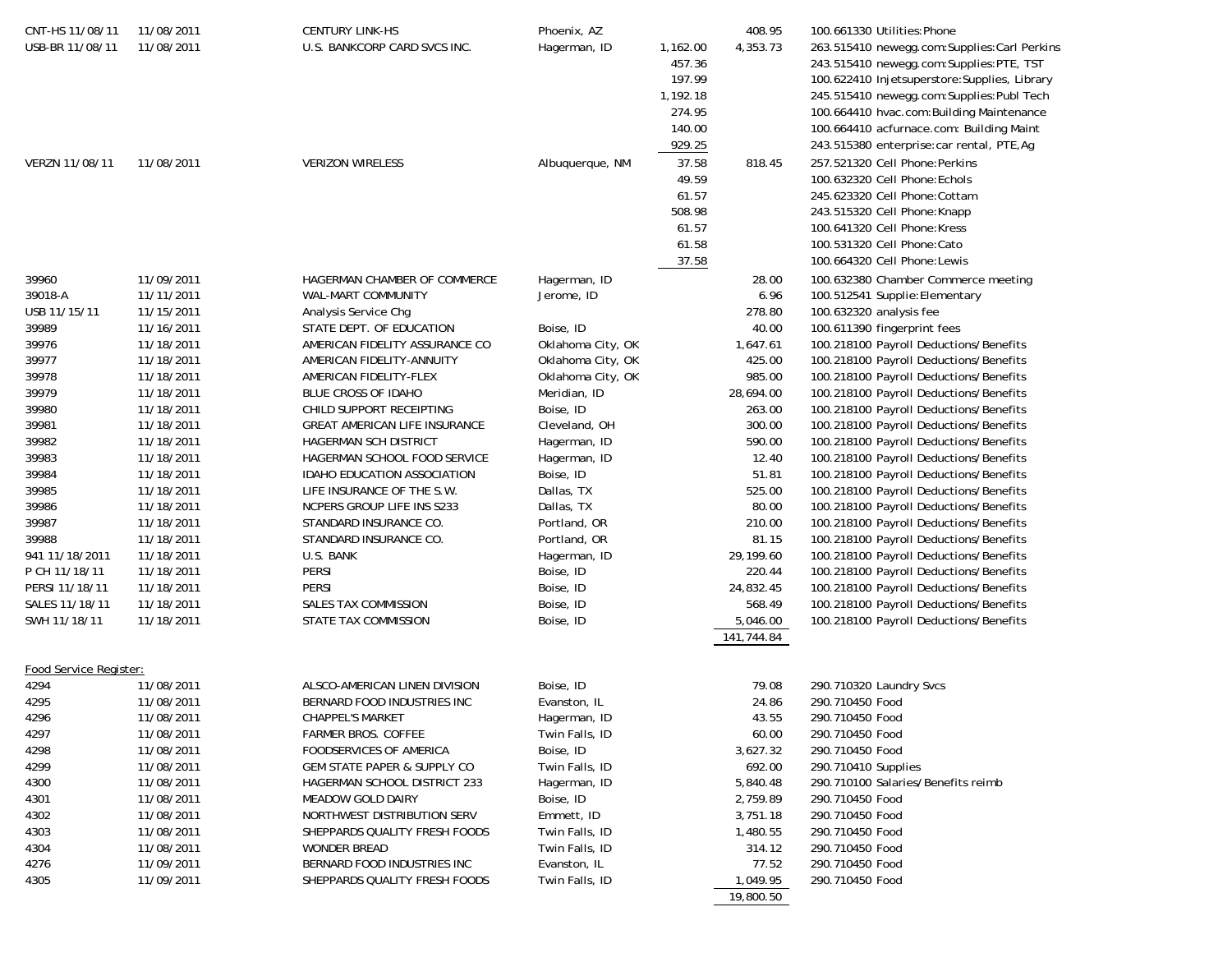| | | | | | | |
|---|---|---|---|---|---|---|
| CNT-HS 11/08/11 | 11/08/2011 | CENTURY LINK-HS | Phoenix, AZ | | 408.95 | 100.661330 Utilities:Phone |
| USB-BR 11/08/11 | 11/08/2011 | U.S. BANKCORP CARD SVCS INC. | Hagerman, ID | 1,162.00 | 4,353.73 | 263.515410 newegg.com:Supplies:Carl Perkins |
| | | | | 457.36 | | 243.515410 newegg.com:Supplies:PTE, TST |
| | | | | 197.99 | | 100.622410 Injetsuperstore:Supplies, Library |
| | | | | 1,192.18 | | 245.515410 newegg.com:Supplies:Publ Tech |
| | | | | 274.95 | | 100.664410 hvac.com:Building Maintenance |
| | | | | 140.00 | | 100.664410 acfurnace.com: Building Maint |
| | | | | 929.25 | | 243.515380 enterprise:car rental, PTE,Ag |
| VERZN 11/08/11 | 11/08/2011 | VERIZON WIRELESS | Albuquerque, NM | 37.58 | 818.45 | 257.521320 Cell Phone:Perkins |
| | | | | 49.59 | | 100.632320 Cell Phone:Echols |
| | | | | 61.57 | | 245.623320 Cell Phone:Cottam |
| | | | | 508.98 | | 243.515320 Cell Phone:Knapp |
| | | | | 61.57 | | 100.641320 Cell Phone:Kress |
| | | | | 61.58 | | 100.531320 Cell Phone:Cato |
| | | | | 37.58 | | 100.664320 Cell Phone:Lewis |
| 39960 | 11/09/2011 | HAGERMAN CHAMBER OF COMMERCE | Hagerman, ID | | 28.00 | 100.632380 Chamber Commerce meeting |
| 39018-A | 11/11/2011 | WAL-MART COMMUNITY | Jerome, ID | | 6.96 | 100.512541 Supplie:Elementary |
| USB 11/15/11 | 11/15/2011 | Analysis Service Chg | | | 278.80 | 100.632320 analysis fee |
| 39989 | 11/16/2011 | STATE DEPT. OF EDUCATION | Boise, ID | | 40.00 | 100.611390 fingerprint fees |
| 39976 | 11/18/2011 | AMERICAN FIDELITY ASSURANCE CO | Oklahoma City, OK | | 1,647.61 | 100.218100 Payroll Deductions/Benefits |
| 39977 | 11/18/2011 | AMERICAN FIDELITY-ANNUITY | Oklahoma City, OK | | 425.00 | 100.218100 Payroll Deductions/Benefits |
| 39978 | 11/18/2011 | AMERICAN FIDELITY-FLEX | Oklahoma City, OK | | 985.00 | 100.218100 Payroll Deductions/Benefits |
| 39979 | 11/18/2011 | BLUE CROSS OF IDAHO | Meridian, ID | | 28,694.00 | 100.218100 Payroll Deductions/Benefits |
| 39980 | 11/18/2011 | CHILD SUPPORT RECEIPTING | Boise, ID | | 263.00 | 100.218100 Payroll Deductions/Benefits |
| 39981 | 11/18/2011 | GREAT AMERICAN LIFE INSURANCE | Cleveland, OH | | 300.00 | 100.218100 Payroll Deductions/Benefits |
| 39982 | 11/18/2011 | HAGERMAN SCH DISTRICT | Hagerman, ID | | 590.00 | 100.218100 Payroll Deductions/Benefits |
| 39983 | 11/18/2011 | HAGERMAN SCHOOL FOOD SERVICE | Hagerman, ID | | 12.40 | 100.218100 Payroll Deductions/Benefits |
| 39984 | 11/18/2011 | IDAHO EDUCATION ASSOCIATION | Boise, ID | | 51.81 | 100.218100 Payroll Deductions/Benefits |
| 39985 | 11/18/2011 | LIFE INSURANCE OF THE S.W. | Dallas, TX | | 525.00 | 100.218100 Payroll Deductions/Benefits |
| 39986 | 11/18/2011 | NCPERS GROUP LIFE INS S233 | Dallas, TX | | 80.00 | 100.218100 Payroll Deductions/Benefits |
| 39987 | 11/18/2011 | STANDARD INSURANCE CO. | Portland, OR | | 210.00 | 100.218100 Payroll Deductions/Benefits |
| 39988 | 11/18/2011 | STANDARD INSURANCE CO. | Portland, OR | | 81.15 | 100.218100 Payroll Deductions/Benefits |
| 941 11/18/2011 | 11/18/2011 | U.S. BANK | Hagerman, ID | | 29,199.60 | 100.218100 Payroll Deductions/Benefits |
| P CH 11/18/11 | 11/18/2011 | PERSI | Boise, ID | | 220.44 | 100.218100 Payroll Deductions/Benefits |
| PERSI 11/18/11 | 11/18/2011 | PERSI | Boise, ID | | 24,832.45 | 100.218100 Payroll Deductions/Benefits |
| SALES 11/18/11 | 11/18/2011 | SALES TAX COMMISSION | Boise, ID | | 568.49 | 100.218100 Payroll Deductions/Benefits |
| SWH 11/18/11 | 11/18/2011 | STATE TAX COMMISSION | Boise, ID | | 5,046.00 | 100.218100 Payroll Deductions/Benefits |
| | | | | | 141,744.84 | |

Food Service Register:

| | | | | | |
|---|---|---|---|---|---|
| 4294 | 11/08/2011 | ALSCO-AMERICAN LINEN DIVISION | Boise, ID | 79.08 | 290.710320 Laundry Svcs |
| 4295 | 11/08/2011 | BERNARD FOOD INDUSTRIES INC | Evanston, IL | 24.86 | 290.710450 Food |
| 4296 | 11/08/2011 | CHAPPEL'S MARKET | Hagerman, ID | 43.55 | 290.710450 Food |
| 4297 | 11/08/2011 | FARMER BROS. COFFEE | Twin Falls, ID | 60.00 | 290.710450 Food |
| 4298 | 11/08/2011 | FOODSERVICES OF AMERICA | Boise, ID | 3,627.32 | 290.710450 Food |
| 4299 | 11/08/2011 | GEM STATE PAPER & SUPPLY CO | Twin Falls, ID | 692.00 | 290.710410 Supplies |
| 4300 | 11/08/2011 | HAGERMAN SCHOOL DISTRICT 233 | Hagerman, ID | 5,840.48 | 290.710100 Salaries/Benefits reimb |
| 4301 | 11/08/2011 | MEADOW GOLD DAIRY | Boise, ID | 2,759.89 | 290.710450 Food |
| 4302 | 11/08/2011 | NORTHWEST DISTRIBUTION SERV | Emmett, ID | 3,751.18 | 290.710450 Food |
| 4303 | 11/08/2011 | SHEPPARDS QUALITY FRESH FOODS | Twin Falls, ID | 1,480.55 | 290.710450 Food |
| 4304 | 11/08/2011 | WONDER BREAD | Twin Falls, ID | 314.12 | 290.710450 Food |
| 4276 | 11/09/2011 | BERNARD FOOD INDUSTRIES INC | Evanston, IL | 77.52 | 290.710450 Food |
| 4305 | 11/09/2011 | SHEPPARDS QUALITY FRESH FOODS | Twin Falls, ID | 1,049.95 | 290.710450 Food |
| | | | | 19,800.50 | |